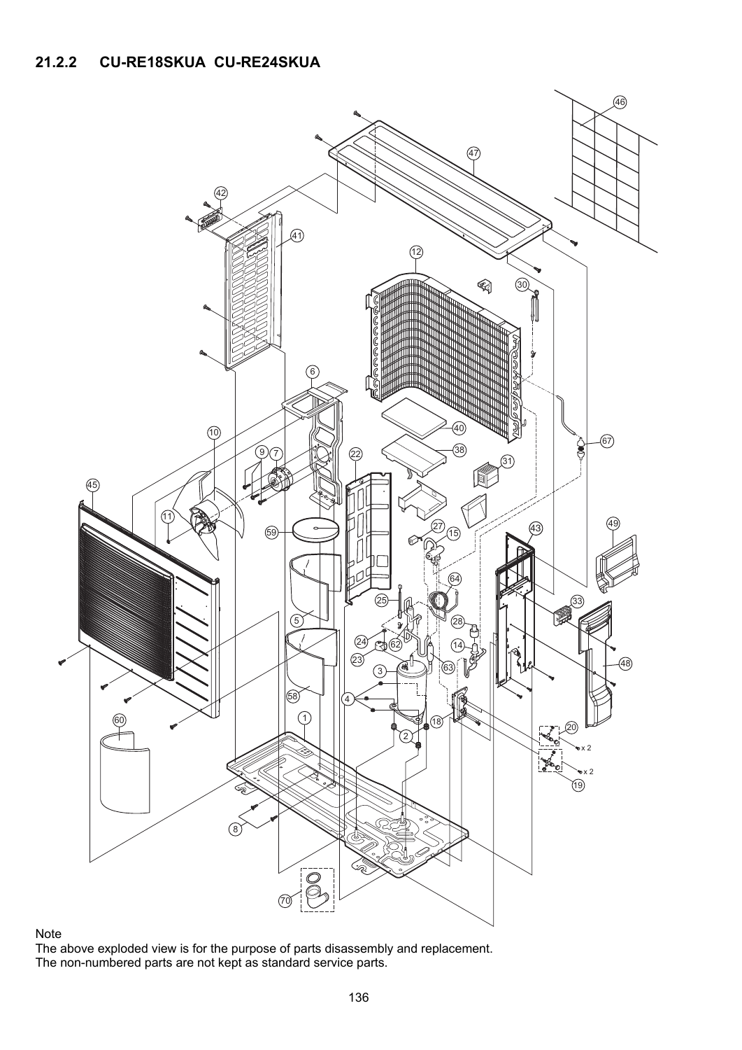## 21.2.2 CU-RE18SKUA CU-RE24SKUA

Note
The above exploded view is for the purpose of parts disassembly and replacement.
The non-numbered parts are not kept as standard service parts.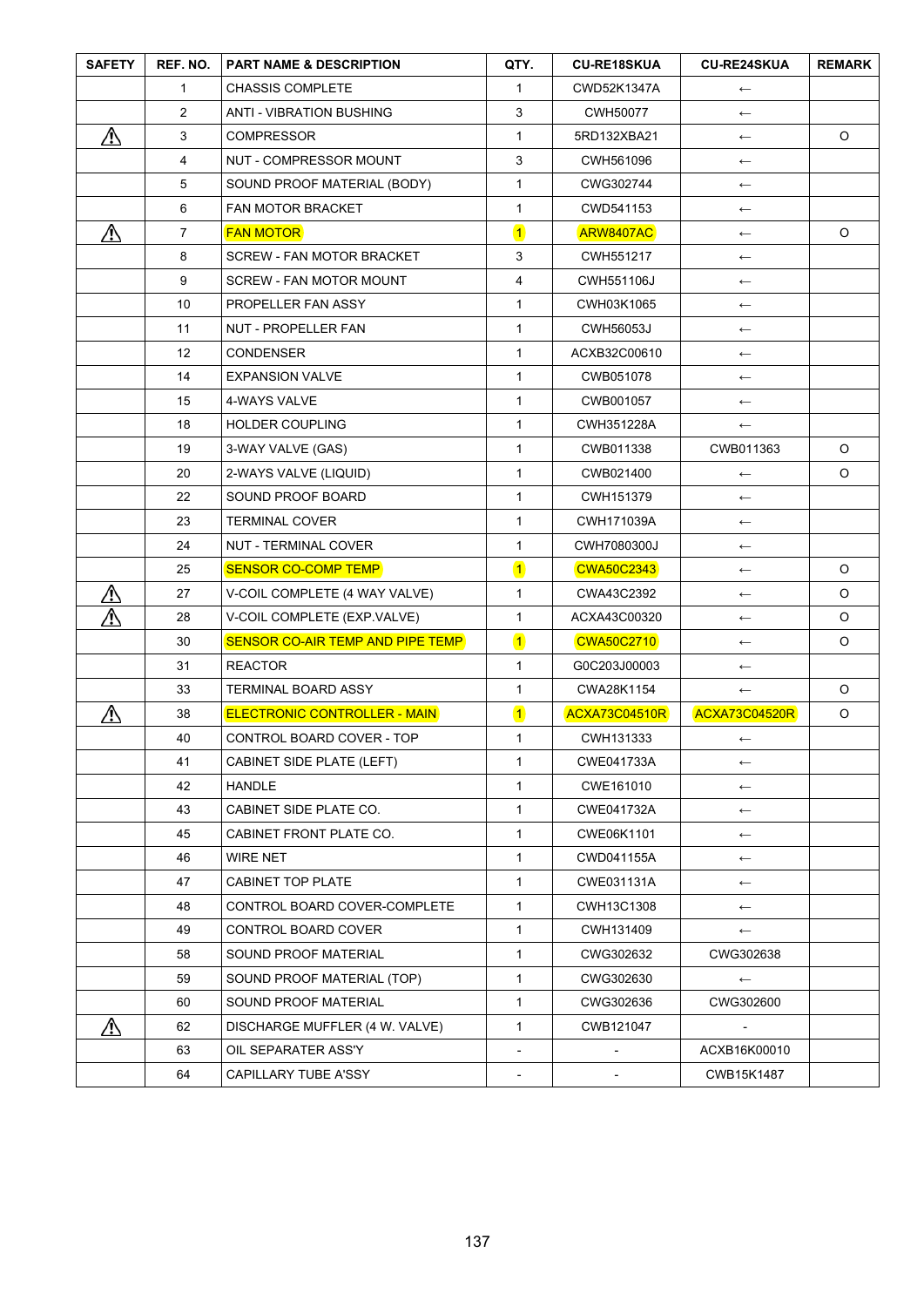| SAFETY | REF. NO. | PART NAME & DESCRIPTION | QTY. | CU-RE18SKUA | CU-RE24SKUA | REMARK |
|---|---|---|---|---|---|---|
| | 1 | CHASSIS COMPLETE | 1 | CWD52K1347A | ← | |
| | 2 | ANTI - VIBRATION BUSHING | 3 | CWH50077 | ← | |
| ⚠ | 3 | COMPRESSOR | 1 | 5RD132XBA21 | ← | O |
| | 4 | NUT - COMPRESSOR MOUNT | 3 | CWH561096 | ← | |
| | 5 | SOUND PROOF MATERIAL (BODY) | 1 | CWG302744 | ← | |
| | 6 | FAN MOTOR BRACKET | 1 | CWD541153 | ← | |
| ⚠ | 7 | FAN MOTOR | 1 | ARW8407AC | ← | O |
| | 8 | SCREW - FAN MOTOR BRACKET | 3 | CWH551217 | ← | |
| | 9 | SCREW - FAN MOTOR MOUNT | 4 | CWH551106J | ← | |
| | 10 | PROPELLER FAN ASSY | 1 | CWH03K1065 | ← | |
| | 11 | NUT - PROPELLER FAN | 1 | CWH56053J | ← | |
| | 12 | CONDENSER | 1 | ACXB32C00610 | ← | |
| | 14 | EXPANSION VALVE | 1 | CWB051078 | ← | |
| | 15 | 4-WAYS VALVE | 1 | CWB001057 | ← | |
| | 18 | HOLDER COUPLING | 1 | CWH351228A | ← | |
| | 19 | 3-WAY VALVE (GAS) | 1 | CWB011338 | CWB011363 | O |
| | 20 | 2-WAYS VALVE (LIQUID) | 1 | CWB021400 | ← | O |
| | 22 | SOUND PROOF BOARD | 1 | CWH151379 | ← | |
| | 23 | TERMINAL COVER | 1 | CWH171039A | ← | |
| | 24 | NUT - TERMINAL COVER | 1 | CWH7080300J | ← | |
| | 25 | SENSOR CO-COMP TEMP | 1 | CWA50C2343 | ← | O |
| ⚠ | 27 | V-COIL COMPLETE (4 WAY VALVE) | 1 | CWA43C2392 | ← | O |
| ⚠ | 28 | V-COIL COMPLETE (EXP.VALVE) | 1 | ACXA43C00320 | ← | O |
| | 30 | SENSOR CO-AIR TEMP AND PIPE TEMP | 1 | CWA50C2710 | ← | O |
| | 31 | REACTOR | 1 | G0C203J00003 | ← | |
| | 33 | TERMINAL BOARD ASSY | 1 | CWA28K1154 | ← | O |
| ⚠ | 38 | ELECTRONIC CONTROLLER - MAIN | 1 | ACXA73C04510R | ACXA73C04520R | O |
| | 40 | CONTROL BOARD COVER - TOP | 1 | CWH131333 | ← | |
| | 41 | CABINET SIDE PLATE (LEFT) | 1 | CWE041733A | ← | |
| | 42 | HANDLE | 1 | CWE161010 | ← | |
| | 43 | CABINET SIDE PLATE CO. | 1 | CWE041732A | ← | |
| | 45 | CABINET FRONT PLATE CO. | 1 | CWE06K1101 | ← | |
| | 46 | WIRE NET | 1 | CWD041155A | ← | |
| | 47 | CABINET TOP PLATE | 1 | CWE031131A | ← | |
| | 48 | CONTROL BOARD COVER-COMPLETE | 1 | CWH13C1308 | ← | |
| | 49 | CONTROL BOARD COVER | 1 | CWH131409 | ← | |
| | 58 | SOUND PROOF MATERIAL | 1 | CWG302632 | CWG302638 | |
| | 59 | SOUND PROOF MATERIAL (TOP) | 1 | CWG302630 | ← | |
| | 60 | SOUND PROOF MATERIAL | 1 | CWG302636 | CWG302600 | |
| ⚠ | 62 | DISCHARGE MUFFLER (4 W. VALVE) | 1 | CWB121047 | - | |
| | 63 | OIL SEPARATER ASS'Y | - | - | ACXB16K00010 | |
| | 64 | CAPILLARY TUBE A'SSY | - | - | CWB15K1487 | |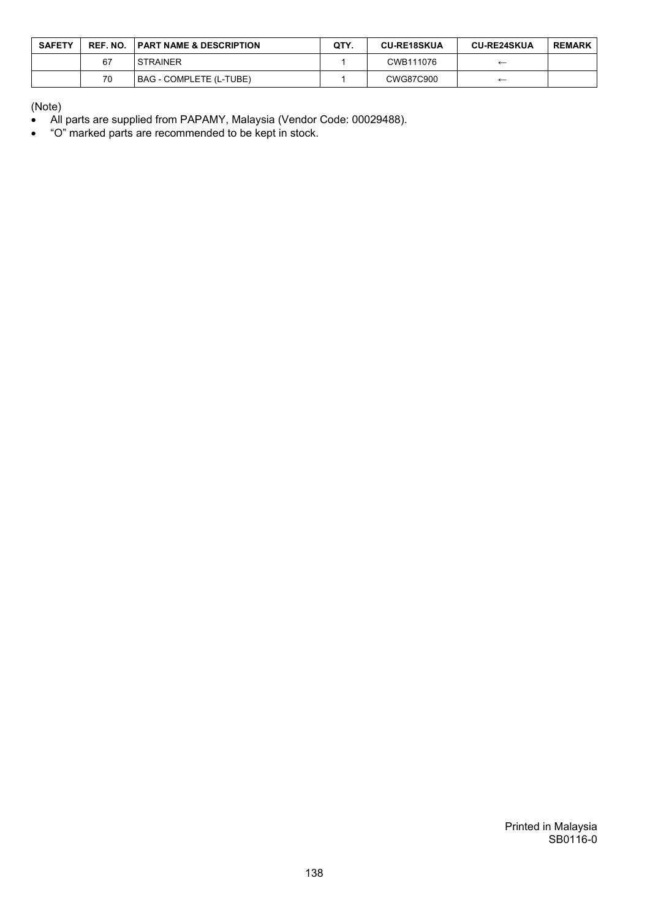| SAFETY | REF. NO. | PART NAME & DESCRIPTION | QTY. | CU-RE18SKUA | CU-RE24SKUA | REMARK |
|---|---|---|---|---|---|---|
| | 67 | STRAINER | 1 | CWB111076 | ← | |
| | 70 | BAG - COMPLETE (L-TUBE) | 1 | CWG87C900 | ← | |

(Note)

- All parts are supplied from PAPAMY, Malaysia (Vendor Code: 00029488).
- “O” marked parts are recommended to be kept in stock.

Printed in Malaysia
SB0116-0